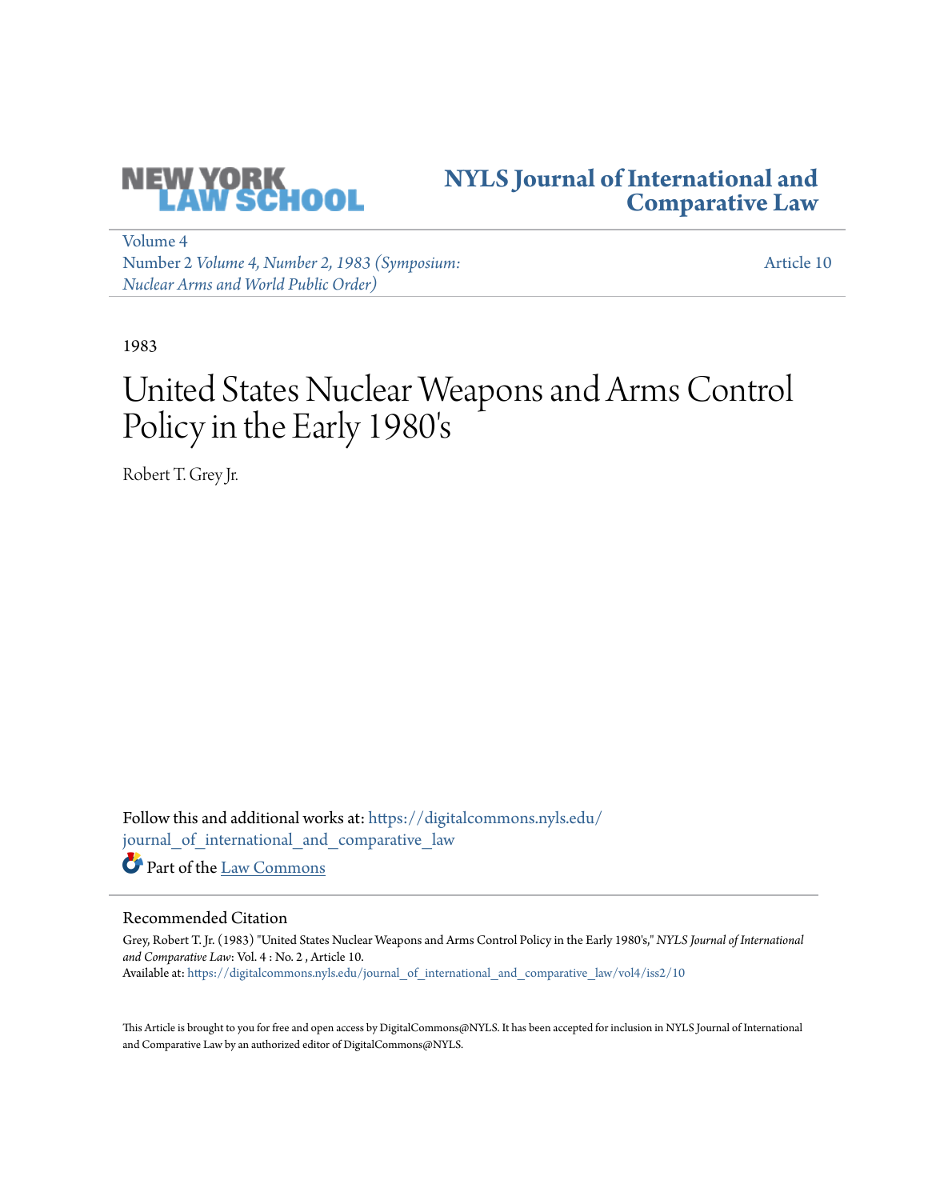NEW YORK LAW SCHOOL

# NYLS Journal of International and Comparative Law

Volume 4
Number 2 *Volume 4, Number 2, 1983 (Symposium: Nuclear Arms and World Public Order)*

Article 10

1983

# United States Nuclear Weapons and Arms Control Policy in the Early 1980's

Robert T. Grey Jr.

Follow this and additional works at: https://digitalcommons.nyls.edu/journal_of_international_and_comparative_law

Part of the Law Commons

## Recommended Citation

Grey, Robert T. Jr. (1983) "United States Nuclear Weapons and Arms Control Policy in the Early 1980's," *NYLS Journal of International and Comparative Law*: Vol. 4 : No. 2 , Article 10.
Available at: https://digitalcommons.nyls.edu/journal_of_international_and_comparative_law/vol4/iss2/10

This Article is brought to you for free and open access by DigitalCommons@NYLS. It has been accepted for inclusion in NYLS Journal of International and Comparative Law by an authorized editor of DigitalCommons@NYLS.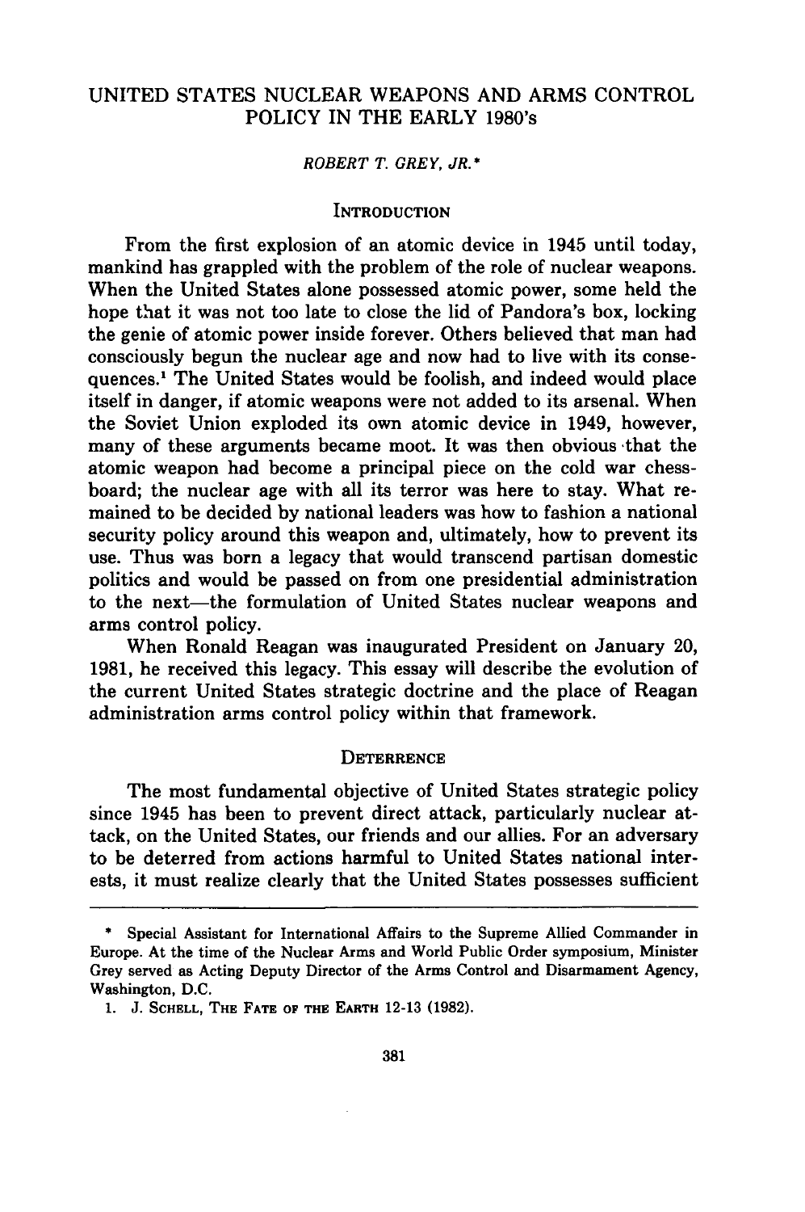# UNITED STATES NUCLEAR WEAPONS AND ARMS CONTROL POLICY IN THE EARLY 1980's

*ROBERT T. GREY, JR.\**

## INTRODUCTION

From the first explosion of an atomic device in 1945 until today, mankind has grappled with the problem of the role of nuclear weapons. When the United States alone possessed atomic power, some held the hope that it was not too late to close the lid of Pandora's box, locking the genie of atomic power inside forever. Others believed that man had consciously begun the nuclear age and now had to live with its consequences.[1] The United States would be foolish, and indeed would place itself in danger, if atomic weapons were not added to its arsenal. When the Soviet Union exploded its own atomic device in 1949, however, many of these arguments became moot. It was then obvious that the atomic weapon had become a principal piece on the cold war chessboard; the nuclear age with all its terror was here to stay. What remained to be decided by national leaders was how to fashion a national security policy around this weapon and, ultimately, how to prevent its use. Thus was born a legacy that would transcend partisan domestic politics and would be passed on from one presidential administration to the next—the formulation of United States nuclear weapons and arms control policy.

When Ronald Reagan was inaugurated President on January 20, 1981, he received this legacy. This essay will describe the evolution of the current United States strategic doctrine and the place of Reagan administration arms control policy within that framework.

## DETERRENCE

The most fundamental objective of United States strategic policy since 1945 has been to prevent direct attack, particularly nuclear attack, on the United States, our friends and our allies. For an adversary to be deterred from actions harmful to United States national interests, it must realize clearly that the United States possesses sufficient

---

\* Special Assistant for International Affairs to the Supreme Allied Commander in Europe. At the time of the Nuclear Arms and World Public Order symposium, Minister Grey served as Acting Deputy Director of the Arms Control and Disarmament Agency, Washington, D.C.

1. J. SCHELL, THE FATE OF THE EARTH 12-13 (1982).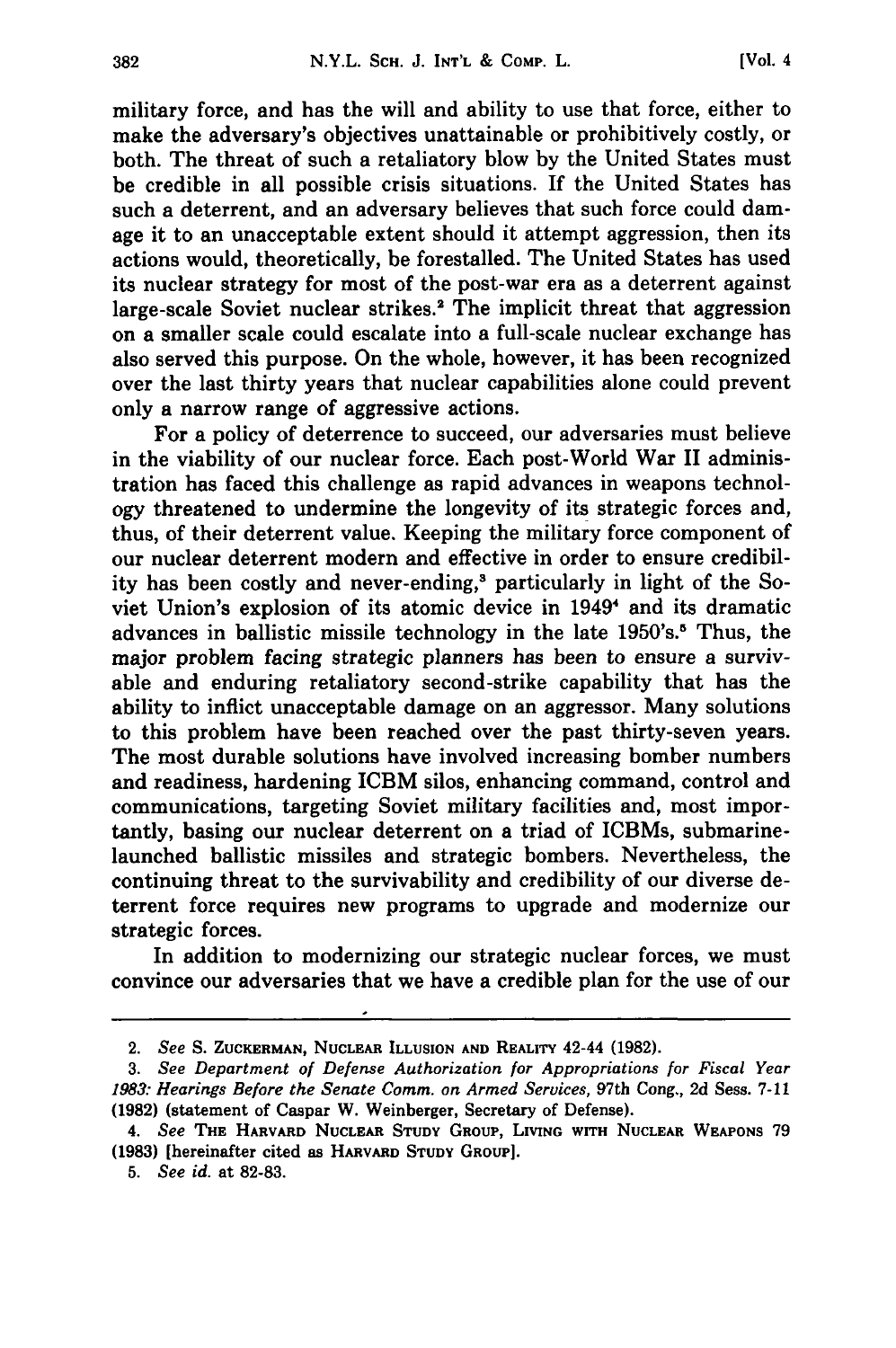military force, and has the will and ability to use that force, either to make the adversary's objectives unattainable or prohibitively costly, or both. The threat of such a retaliatory blow by the United States must be credible in all possible crisis situations. If the United States has such a deterrent, and an adversary believes that such force could damage it to an unacceptable extent should it attempt aggression, then its actions would, theoretically, be forestalled. The United States has used its nuclear strategy for most of the post-war era as a deterrent against large-scale Soviet nuclear strikes.[2] The implicit threat that aggression on a smaller scale could escalate into a full-scale nuclear exchange has also served this purpose. On the whole, however, it has been recognized over the last thirty years that nuclear capabilities alone could prevent only a narrow range of aggressive actions.

For a policy of deterrence to succeed, our adversaries must believe in the viability of our nuclear force. Each post-World War II administration has faced this challenge as rapid advances in weapons technology threatened to undermine the longevity of its strategic forces and, thus, of their deterrent value. Keeping the military force component of our nuclear deterrent modern and effective in order to ensure credibility has been costly and never-ending,[3] particularly in light of the Soviet Union's explosion of its atomic device in 1949[4] and its dramatic advances in ballistic missile technology in the late 1950's.[5] Thus, the major problem facing strategic planners has been to ensure a survivable and enduring retaliatory second-strike capability that has the ability to inflict unacceptable damage on an aggressor. Many solutions to this problem have been reached over the past thirty-seven years. The most durable solutions have involved increasing bomber numbers and readiness, hardening ICBM silos, enhancing command, control and communications, targeting Soviet military facilities and, most importantly, basing our nuclear deterrent on a triad of ICBMs, submarine-launched ballistic missiles and strategic bombers. Nevertheless, the continuing threat to the survivability and credibility of our diverse deterrent force requires new programs to upgrade and modernize our strategic forces.

In addition to modernizing our strategic nuclear forces, we must convince our adversaries that we have a credible plan for the use of our

---

2. *See* S. ZUCKERMAN, NUCLEAR ILLUSION AND REALITY 42-44 (1982).

3. *See Department of Defense Authorization for Appropriations for Fiscal Year 1983: Hearings Before the Senate Comm. on Armed Services*, 97th Cong., 2d Sess. 7-11 (1982) (statement of Caspar W. Weinberger, Secretary of Defense).

4. *See* THE HARVARD NUCLEAR STUDY GROUP, LIVING WITH NUCLEAR WEAPONS 79 (1983) [hereinafter cited as HARVARD STUDY GROUP].

5. *See id.* at 82-83.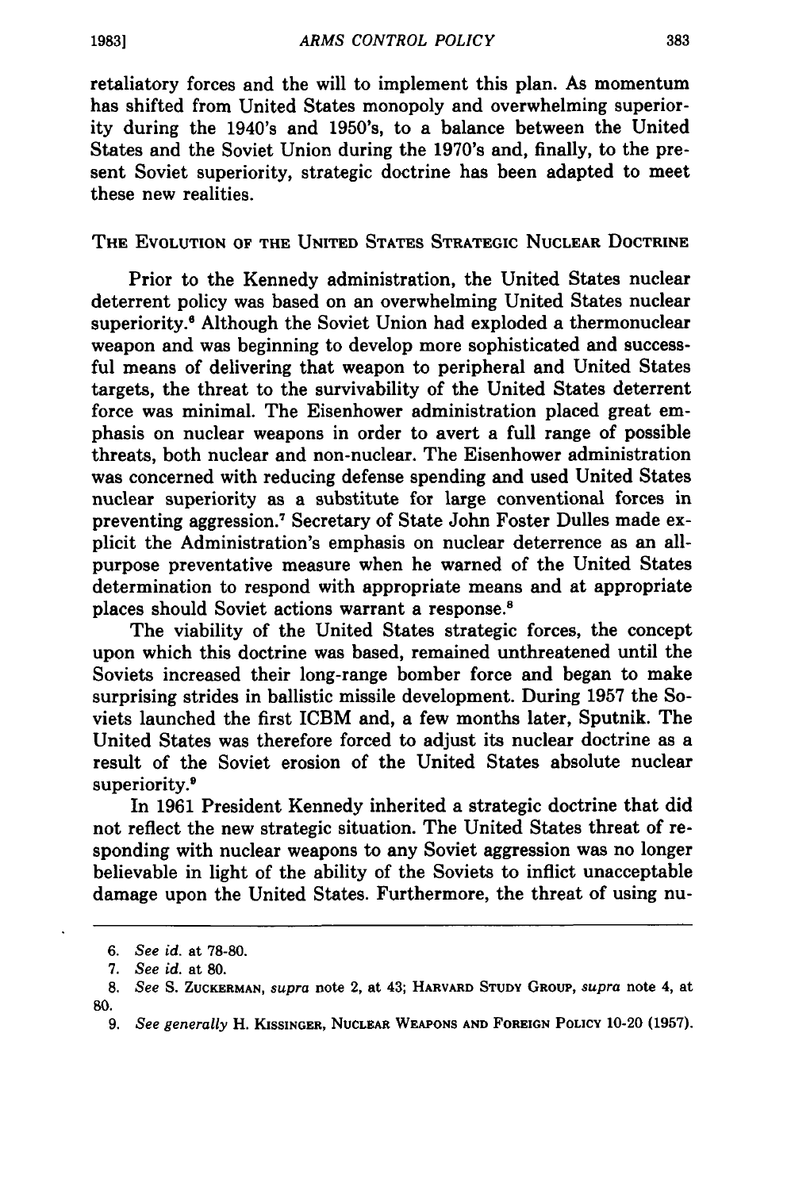retaliatory forces and the will to implement this plan. As momentum has shifted from United States monopoly and overwhelming superiority during the 1940's and 1950's, to a balance between the United States and the Soviet Union during the 1970's and, finally, to the present Soviet superiority, strategic doctrine has been adapted to meet these new realities.

## THE EVOLUTION OF THE UNITED STATES STRATEGIC NUCLEAR DOCTRINE

Prior to the Kennedy administration, the United States nuclear deterrent policy was based on an overwhelming United States nuclear superiority.[6] Although the Soviet Union had exploded a thermonuclear weapon and was beginning to develop more sophisticated and successful means of delivering that weapon to peripheral and United States targets, the threat to the survivability of the United States deterrent force was minimal. The Eisenhower administration placed great emphasis on nuclear weapons in order to avert a full range of possible threats, both nuclear and non-nuclear. The Eisenhower administration was concerned with reducing defense spending and used United States nuclear superiority as a substitute for large conventional forces in preventing aggression.[7] Secretary of State John Foster Dulles made explicit the Administration's emphasis on nuclear deterrence as an all-purpose preventative measure when he warned of the United States determination to respond with appropriate means and at appropriate places should Soviet actions warrant a response.[8]

The viability of the United States strategic forces, the concept upon which this doctrine was based, remained unthreatened until the Soviets increased their long-range bomber force and began to make surprising strides in ballistic missile development. During 1957 the Soviets launched the first ICBM and, a few months later, Sputnik. The United States was therefore forced to adjust its nuclear doctrine as a result of the Soviet erosion of the United States absolute nuclear superiority.[9]

In 1961 President Kennedy inherited a strategic doctrine that did not reflect the new strategic situation. The United States threat of responding with nuclear weapons to any Soviet aggression was no longer believable in light of the ability of the Soviets to inflict unacceptable damage upon the United States. Furthermore, the threat of using nu-

---

6. *See id.* at 78-80.

7. *See id.* at 80.

8. *See* S. ZUCKERMAN, *supra* note 2, at 43; HARVARD STUDY GROUP, *supra* note 4, at 80.

9. *See generally* H. KISSINGER, NUCLEAR WEAPONS AND FOREIGN POLICY 10-20 (1957).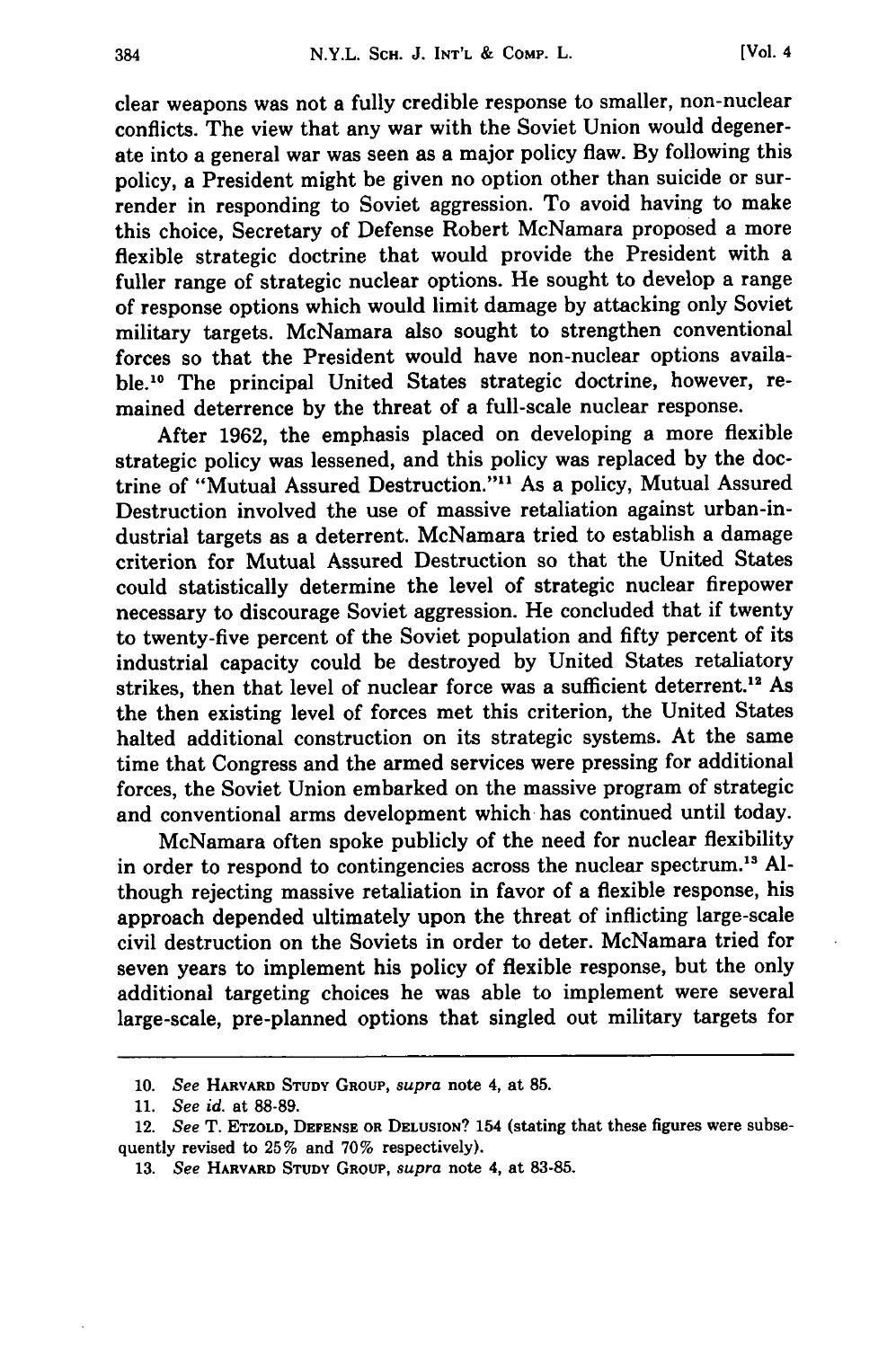clear weapons was not a fully credible response to smaller, non-nuclear conflicts. The view that any war with the Soviet Union would degenerate into a general war was seen as a major policy flaw. By following this policy, a President might be given no option other than suicide or surrender in responding to Soviet aggression. To avoid having to make this choice, Secretary of Defense Robert McNamara proposed a more flexible strategic doctrine that would provide the President with a fuller range of strategic nuclear options. He sought to develop a range of response options which would limit damage by attacking only Soviet military targets. McNamara also sought to strengthen conventional forces so that the President would have non-nuclear options available.[10] The principal United States strategic doctrine, however, remained deterrence by the threat of a full-scale nuclear response.

After 1962, the emphasis placed on developing a more flexible strategic policy was lessened, and this policy was replaced by the doctrine of "Mutual Assured Destruction."[11] As a policy, Mutual Assured Destruction involved the use of massive retaliation against urban-industrial targets as a deterrent. McNamara tried to establish a damage criterion for Mutual Assured Destruction so that the United States could statistically determine the level of strategic nuclear firepower necessary to discourage Soviet aggression. He concluded that if twenty to twenty-five percent of the Soviet population and fifty percent of its industrial capacity could be destroyed by United States retaliatory strikes, then that level of nuclear force was a sufficient deterrent.[12] As the then existing level of forces met this criterion, the United States halted additional construction on its strategic systems. At the same time that Congress and the armed services were pressing for additional forces, the Soviet Union embarked on the massive program of strategic and conventional arms development which has continued until today.

McNamara often spoke publicly of the need for nuclear flexibility in order to respond to contingencies across the nuclear spectrum.[13] Although rejecting massive retaliation in favor of a flexible response, his approach depended ultimately upon the threat of inflicting large-scale civil destruction on the Soviets in order to deter. McNamara tried for seven years to implement his policy of flexible response, but the only additional targeting choices he was able to implement were several large-scale, pre-planned options that singled out military targets for

---

10. *See* HARVARD STUDY GROUP, *supra* note 4, at 85.

11. *See id.* at 88-89.

12. *See* T. ETZOLD, DEFENSE OR DELUSION? 154 (stating that these figures were subsequently revised to 25% and 70% respectively).

13. *See* HARVARD STUDY GROUP, *supra* note 4, at 83-85.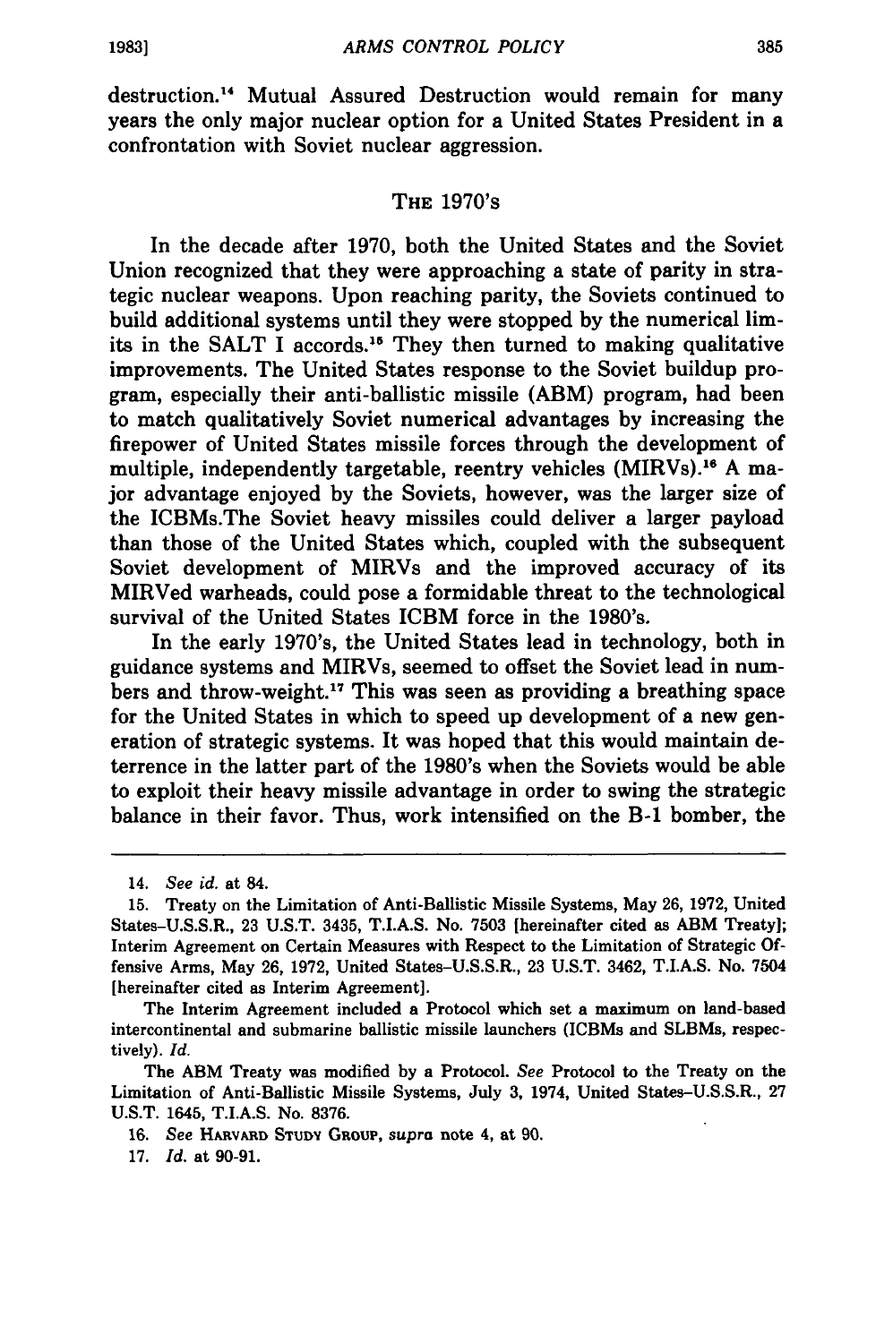destruction.[14] Mutual Assured Destruction would remain for many years the only major nuclear option for a United States President in a confrontation with Soviet nuclear aggression.

## THE 1970's

In the decade after 1970, both the United States and the Soviet Union recognized that they were approaching a state of parity in strategic nuclear weapons. Upon reaching parity, the Soviets continued to build additional systems until they were stopped by the numerical limits in the SALT I accords.[15] They then turned to making qualitative improvements. The United States response to the Soviet buildup program, especially their anti-ballistic missile (ABM) program, had been to match qualitatively Soviet numerical advantages by increasing the firepower of United States missile forces through the development of multiple, independently targetable, reentry vehicles (MIRVs).[16] A major advantage enjoyed by the Soviets, however, was the larger size of the ICBMs.The Soviet heavy missiles could deliver a larger payload than those of the United States which, coupled with the subsequent Soviet development of MIRVs and the improved accuracy of its MIRVed warheads, could pose a formidable threat to the technological survival of the United States ICBM force in the 1980's.

In the early 1970's, the United States lead in technology, both in guidance systems and MIRVs, seemed to offset the Soviet lead in numbers and throw-weight.[17] This was seen as providing a breathing space for the United States in which to speed up development of a new generation of strategic systems. It was hoped that this would maintain deterrence in the latter part of the 1980's when the Soviets would be able to exploit their heavy missile advantage in order to swing the strategic balance in their favor. Thus, work intensified on the B-1 bomber, the

---

14. *See id.* at 84.

15. Treaty on the Limitation of Anti-Ballistic Missile Systems, May 26, 1972, United States–U.S.S.R., 23 U.S.T. 3435, T.I.A.S. No. 7503 [hereinafter cited as ABM Treaty]; Interim Agreement on Certain Measures with Respect to the Limitation of Strategic Offensive Arms, May 26, 1972, United States–U.S.S.R., 23 U.S.T. 3462, T.I.A.S. No. 7504 [hereinafter cited as Interim Agreement].

The Interim Agreement included a Protocol which set a maximum on land-based intercontinental and submarine ballistic missile launchers (ICBMs and SLBMs, respectively). *Id.*

The ABM Treaty was modified by a Protocol. *See* Protocol to the Treaty on the Limitation of Anti-Ballistic Missile Systems, July 3, 1974, United States–U.S.S.R., 27 U.S.T. 1645, T.I.A.S. No. 8376.

16. *See* HARVARD STUDY GROUP, *supra* note 4, at 90.

17. *Id.* at 90-91.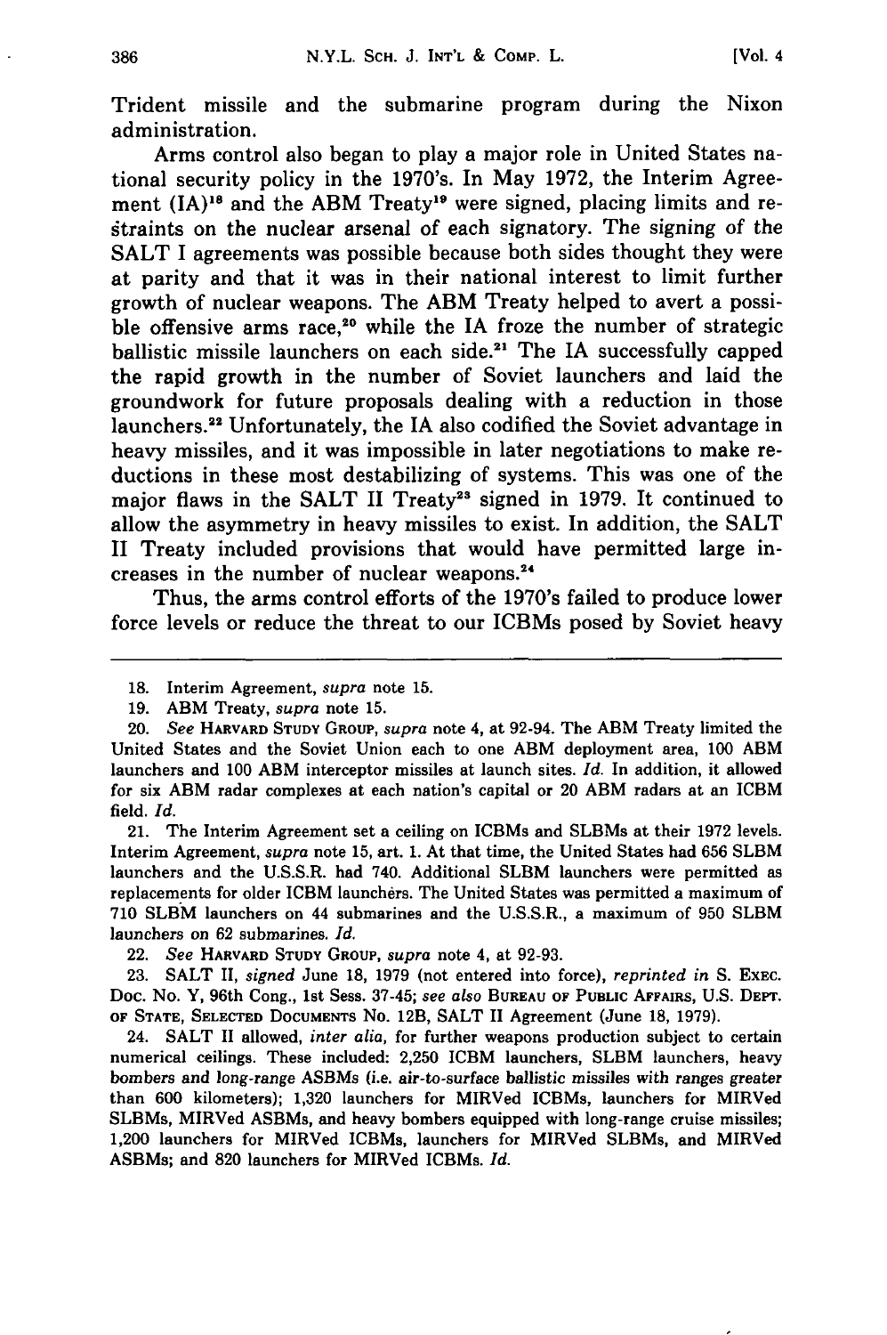Trident missile and the submarine program during the Nixon administration.

Arms control also began to play a major role in United States national security policy in the 1970's. In May 1972, the Interim Agreement (IA)[18] and the ABM Treaty[19] were signed, placing limits and restraints on the nuclear arsenal of each signatory. The signing of the SALT I agreements was possible because both sides thought they were at parity and that it was in their national interest to limit further growth of nuclear weapons. The ABM Treaty helped to avert a possible offensive arms race,[20] while the IA froze the number of strategic ballistic missile launchers on each side.[21] The IA successfully capped the rapid growth in the number of Soviet launchers and laid the groundwork for future proposals dealing with a reduction in those launchers.[22] Unfortunately, the IA also codified the Soviet advantage in heavy missiles, and it was impossible in later negotiations to make reductions in these most destabilizing of systems. This was one of the major flaws in the SALT II Treaty[23] signed in 1979. It continued to allow the asymmetry in heavy missiles to exist. In addition, the SALT II Treaty included provisions that would have permitted large increases in the number of nuclear weapons.[24]

Thus, the arms control efforts of the 1970's failed to produce lower force levels or reduce the threat to our ICBMs posed by Soviet heavy

---

18. Interim Agreement, *supra* note 15.

19. ABM Treaty, *supra* note 15.

20. *See* HARVARD STUDY GROUP, *supra* note 4, at 92-94. The ABM Treaty limited the United States and the Soviet Union each to one ABM deployment area, 100 ABM launchers and 100 ABM interceptor missiles at launch sites. *Id.* In addition, it allowed for six ABM radar complexes at each nation's capital or 20 ABM radars at an ICBM field. *Id.*

21. The Interim Agreement set a ceiling on ICBMs and SLBMs at their 1972 levels. Interim Agreement, *supra* note 15, art. 1. At that time, the United States had 656 SLBM launchers and the U.S.S.R. had 740. Additional SLBM launchers were permitted as replacements for older ICBM launchers. The United States was permitted a maximum of 710 SLBM launchers on 44 submarines and the U.S.S.R., a maximum of 950 SLBM launchers on 62 submarines. *Id.*

22. *See* HARVARD STUDY GROUP, *supra* note 4, at 92-93.

23. SALT II, *signed* June 18, 1979 (not entered into force), *reprinted in* S. EXEC. DOC. NO. Y, 96th Cong., 1st Sess. 37-45; *see also* BUREAU OF PUBLIC AFFAIRS, U.S. DEPT. OF STATE, SELECTED DOCUMENTS No. 12B, SALT II Agreement (June 18, 1979).

24. SALT II allowed, *inter alia*, for further weapons production subject to certain numerical ceilings. These included: 2,250 ICBM launchers, SLBM launchers, heavy bombers and long-range ASBMs (i.e. air-to-surface ballistic missiles with ranges greater than 600 kilometers); 1,320 launchers for MIRVed ICBMs, launchers for MIRVed SLBMs, MIRVed ASBMs, and heavy bombers equipped with long-range cruise missiles; 1,200 launchers for MIRVed ICBMs, launchers for MIRVed SLBMs, and MIRVed ASBMs; and 820 launchers for MIRVed ICBMs. *Id.*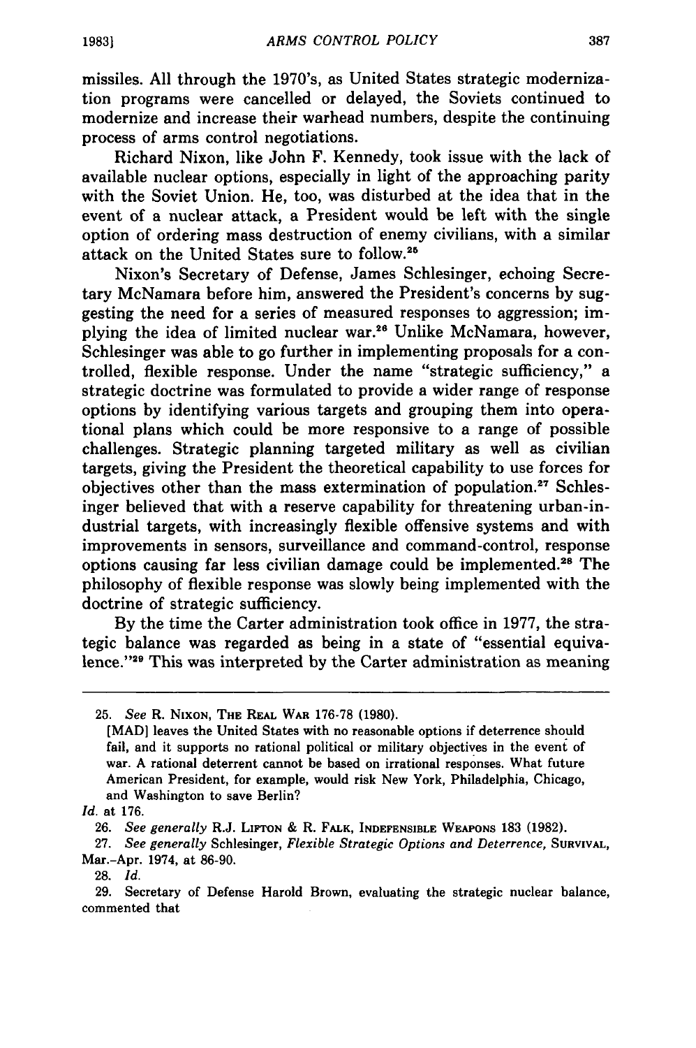missiles. All through the 1970's, as United States strategic modernization programs were cancelled or delayed, the Soviets continued to modernize and increase their warhead numbers, despite the continuing process of arms control negotiations.

Richard Nixon, like John F. Kennedy, took issue with the lack of available nuclear options, especially in light of the approaching parity with the Soviet Union. He, too, was disturbed at the idea that in the event of a nuclear attack, a President would be left with the single option of ordering mass destruction of enemy civilians, with a similar attack on the United States sure to follow.[25]

Nixon's Secretary of Defense, James Schlesinger, echoing Secretary McNamara before him, answered the President's concerns by suggesting the need for a series of measured responses to aggression; implying the idea of limited nuclear war.[26] Unlike McNamara, however, Schlesinger was able to go further in implementing proposals for a controlled, flexible response. Under the name "strategic sufficiency," a strategic doctrine was formulated to provide a wider range of response options by identifying various targets and grouping them into operational plans which could be more responsive to a range of possible challenges. Strategic planning targeted military as well as civilian targets, giving the President the theoretical capability to use forces for objectives other than the mass extermination of population.[27] Schlesinger believed that with a reserve capability for threatening urban-industrial targets, with increasingly flexible offensive systems and with improvements in sensors, surveillance and command-control, response options causing far less civilian damage could be implemented.[28] The philosophy of flexible response was slowly being implemented with the doctrine of strategic sufficiency.

By the time the Carter administration took office in 1977, the strategic balance was regarded as being in a state of "essential equivalence."[29] This was interpreted by the Carter administration as meaning

---

25. *See* R. NIXON, THE REAL WAR 176-78 (1980).

> [MAD] leaves the United States with no reasonable options if deterrence should fail, and it supports no rational political or military objectives in the event of war. A rational deterrent cannot be based on irrational responses. What future American President, for example, would risk New York, Philadelphia, Chicago, and Washington to save Berlin?

*Id.* at 176.

26. *See generally* R.J. LIFTON & R. FALK, INDEFENSIBLE WEAPONS 183 (1982).

27. *See generally* Schlesinger, *Flexible Strategic Options and Deterrence*, SURVIVAL, Mar.-Apr. 1974, at 86-90.

28. *Id.*

29. Secretary of Defense Harold Brown, evaluating the strategic nuclear balance, commented that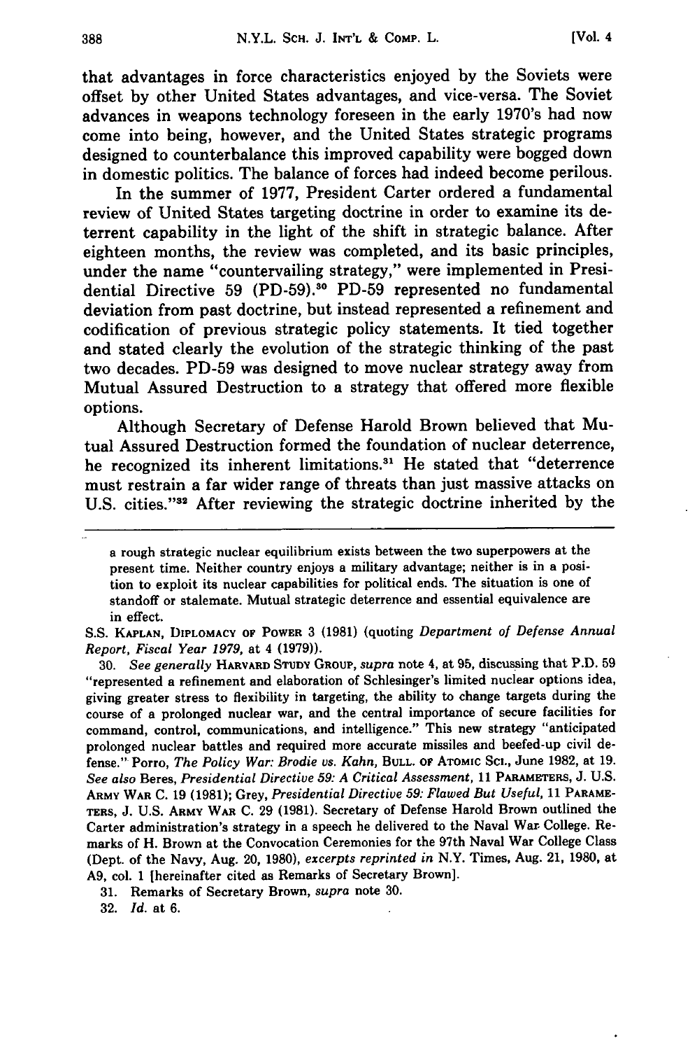that advantages in force characteristics enjoyed by the Soviets were offset by other United States advantages, and vice-versa. The Soviet advances in weapons technology foreseen in the early 1970's had now come into being, however, and the United States strategic programs designed to counterbalance this improved capability were bogged down in domestic politics. The balance of forces had indeed become perilous.

In the summer of 1977, President Carter ordered a fundamental review of United States targeting doctrine in order to examine its deterrent capability in the light of the shift in strategic balance. After eighteen months, the review was completed, and its basic principles, under the name "countervailing strategy," were implemented in Presidential Directive 59 (PD-59).[30] PD-59 represented no fundamental deviation from past doctrine, but instead represented a refinement and codification of previous strategic policy statements. It tied together and stated clearly the evolution of the strategic thinking of the past two decades. PD-59 was designed to move nuclear strategy away from Mutual Assured Destruction to a strategy that offered more flexible options.

Although Secretary of Defense Harold Brown believed that Mutual Assured Destruction formed the foundation of nuclear deterrence, he recognized its inherent limitations.[31] He stated that "deterrence must restrain a far wider range of threats than just massive attacks on U.S. cities."[32] After reviewing the strategic doctrine inherited by the

---

> a rough strategic nuclear equilibrium exists between the two superpowers at the present time. Neither country enjoys a military advantage; neither is in a position to exploit its nuclear capabilities for political ends. The situation is one of standoff or stalemate. Mutual strategic deterrence and essential equivalence are in effect.

S.S. KAPLAN, DIPLOMACY OF POWER 3 (1981) (quoting *Department of Defense Annual Report, Fiscal Year 1979*, at 4 (1979)).

30. *See generally* HARVARD STUDY GROUP, *supra* note 4, at 95, discussing that P.D. 59 "represented a refinement and elaboration of Schlesinger's limited nuclear options idea, giving greater stress to flexibility in targeting, the ability to change targets during the course of a prolonged nuclear war, and the central importance of secure facilities for command, control, communications, and intelligence." This new strategy "anticipated prolonged nuclear battles and required more accurate missiles and beefed-up civil defense." Porro, *The Policy War: Brodie vs. Kahn*, BULL. OF ATOMIC SCI., June 1982, at 19. *See also* Beres, *Presidential Directive 59: A Critical Assessment*, 11 PARAMETERS, J. U.S. ARMY WAR C. 19 (1981); Grey, *Presidential Directive 59: Flawed But Useful*, 11 PARAMETERS, J. U.S. ARMY WAR C. 29 (1981). Secretary of Defense Harold Brown outlined the Carter administration's strategy in a speech he delivered to the Naval War College. Remarks of H. Brown at the Convocation Ceremonies for the 97th Naval War College Class (Dept. of the Navy, Aug. 20, 1980), *excerpts reprinted in* N.Y. Times, Aug. 21, 1980, at A9, col. 1 [hereinafter cited as Remarks of Secretary Brown].

31. Remarks of Secretary Brown, *supra* note 30.

32. *Id.* at 6.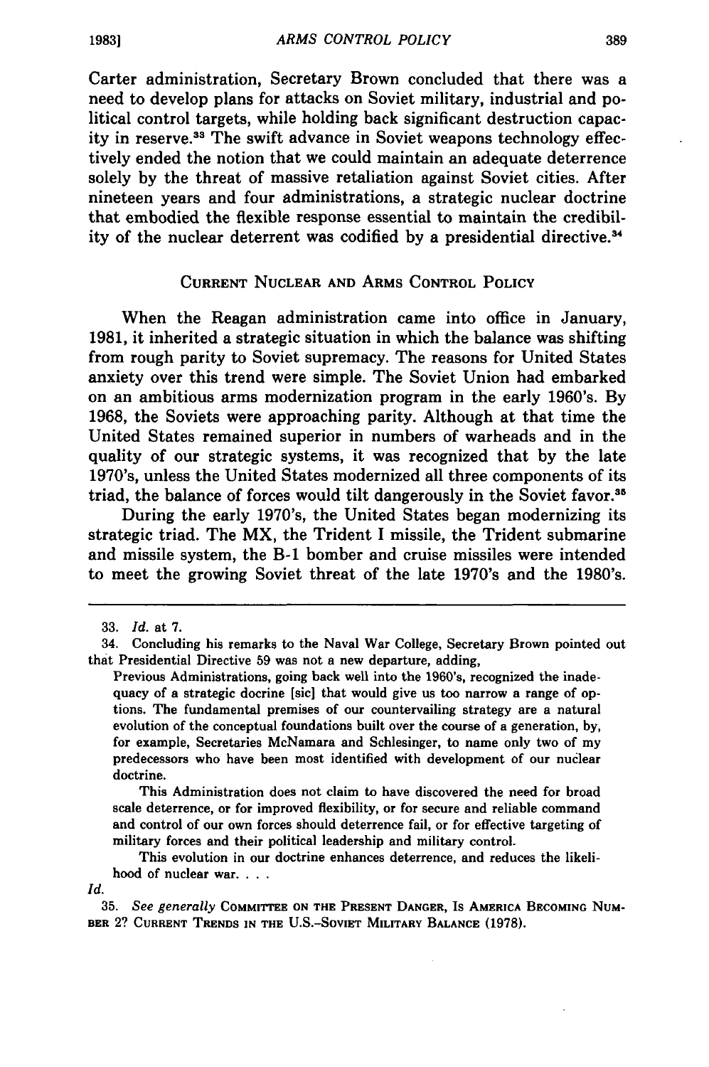Carter administration, Secretary Brown concluded that there was a need to develop plans for attacks on Soviet military, industrial and political control targets, while holding back significant destruction capacity in reserve.[33] The swift advance in Soviet weapons technology effectively ended the notion that we could maintain an adequate deterrence solely by the threat of massive retaliation against Soviet cities. After nineteen years and four administrations, a strategic nuclear doctrine that embodied the flexible response essential to maintain the credibility of the nuclear deterrent was codified by a presidential directive.[34]

## CURRENT NUCLEAR AND ARMS CONTROL POLICY

When the Reagan administration came into office in January, 1981, it inherited a strategic situation in which the balance was shifting from rough parity to Soviet supremacy. The reasons for United States anxiety over this trend were simple. The Soviet Union had embarked on an ambitious arms modernization program in the early 1960's. By 1968, the Soviets were approaching parity. Although at that time the United States remained superior in numbers of warheads and in the quality of our strategic systems, it was recognized that by the late 1970's, unless the United States modernized all three components of its triad, the balance of forces would tilt dangerously in the Soviet favor.[35]

During the early 1970's, the United States began modernizing its strategic triad. The MX, the Trident I missile, the Trident submarine and missile system, the B-1 bomber and cruise missiles were intended to meet the growing Soviet threat of the late 1970's and the 1980's.

---

33. *Id.* at 7.

34. Concluding his remarks to the Naval War College, Secretary Brown pointed out that Presidential Directive 59 was not a new departure, adding,

> Previous Administrations, going back well into the 1960's, recognized the inadequacy of a strategic docrine [sic] that would give us too narrow a range of options. The fundamental premises of our countervailing strategy are a natural evolution of the conceptual foundations built over the course of a generation, by, for example, Secretaries McNamara and Schlesinger, to name only two of my predecessors who have been most identified with development of our nuclear doctrine.
>
> This Administration does not claim to have discovered the need for broad scale deterrence, or for improved flexibility, or for secure and reliable command and control of our own forces should deterrence fail, or for effective targeting of military forces and their political leadership and military control.
>
> This evolution in our doctrine enhances deterrence, and reduces the likelihood of nuclear war. . . .

*Id.*

35. *See generally* COMMITTEE ON THE PRESENT DANGER, IS AMERICA BECOMING NUMBER 2? CURRENT TRENDS IN THE U.S.-SOVIET MILITARY BALANCE (1978).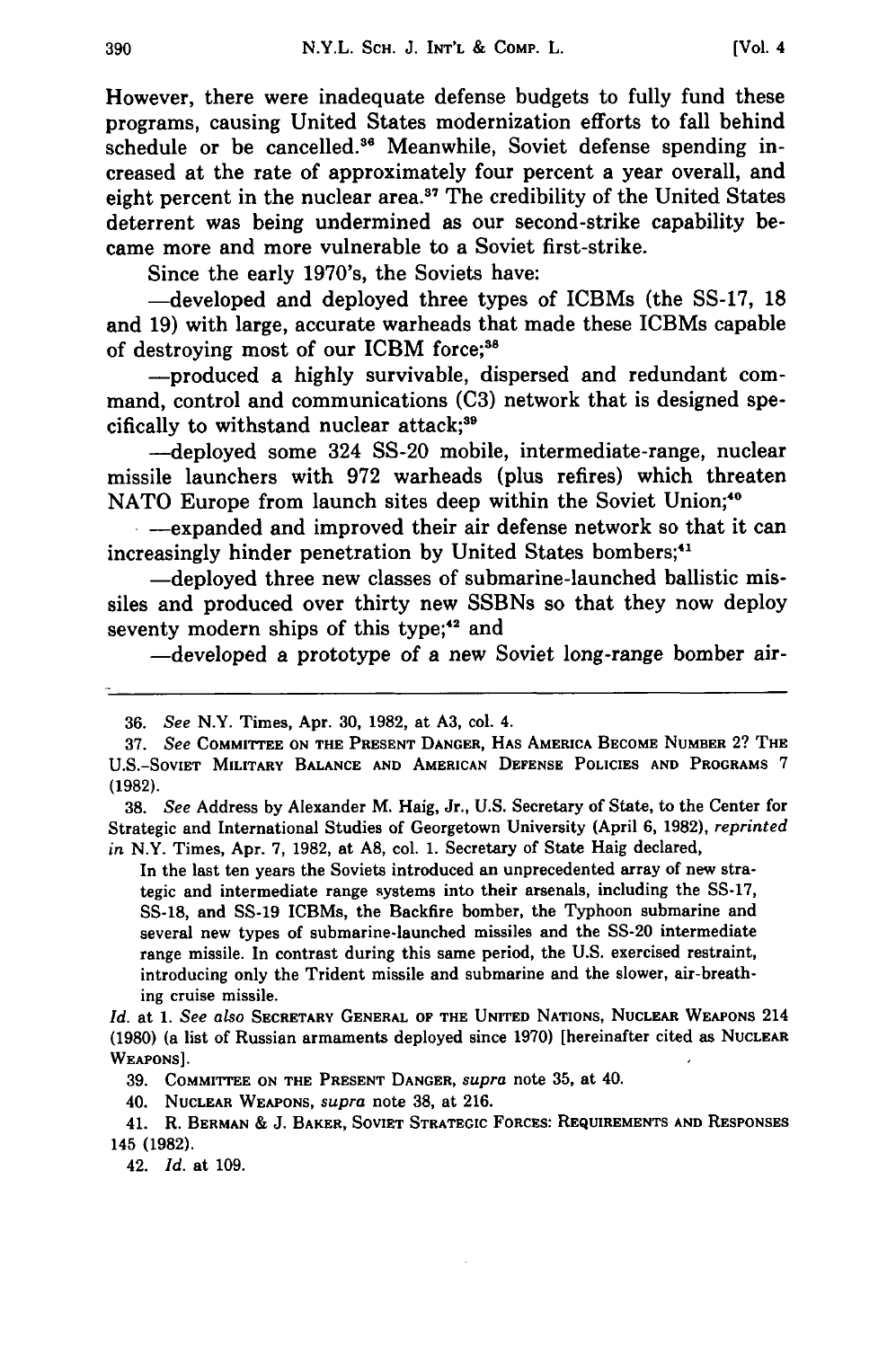However, there were inadequate defense budgets to fully fund these programs, causing United States modernization efforts to fall behind schedule or be cancelled.[36] Meanwhile, Soviet defense spending increased at the rate of approximately four percent a year overall, and eight percent in the nuclear area.[37] The credibility of the United States deterrent was being undermined as our second-strike capability became more and more vulnerable to a Soviet first-strike.

Since the early 1970's, the Soviets have:

—developed and deployed three types of ICBMs (the SS-17, 18 and 19) with large, accurate warheads that made these ICBMs capable of destroying most of our ICBM force;[38]

—produced a highly survivable, dispersed and redundant command, control and communications (C3) network that is designed specifically to withstand nuclear attack;[39]

—deployed some 324 SS-20 mobile, intermediate-range, nuclear missile launchers with 972 warheads (plus refires) which threaten NATO Europe from launch sites deep within the Soviet Union;[40]

—expanded and improved their air defense network so that it can increasingly hinder penetration by United States bombers;[41]

—deployed three new classes of submarine-launched ballistic missiles and produced over thirty new SSBNs so that they now deploy seventy modern ships of this type;[42] and

—developed a prototype of a new Soviet long-range bomber air-

---

36. *See* N.Y. Times, Apr. 30, 1982, at A3, col. 4.

37. *See* COMMITTEE ON THE PRESENT DANGER, HAS AMERICA BECOME NUMBER 2? THE U.S.-SOVIET MILITARY BALANCE AND AMERICAN DEFENSE POLICIES AND PROGRAMS 7 (1982).

38. *See* Address by Alexander M. Haig, Jr., U.S. Secretary of State, to the Center for Strategic and International Studies of Georgetown University (April 6, 1982), *reprinted in* N.Y. Times, Apr. 7, 1982, at A8, col. 1. Secretary of State Haig declared,

> In the last ten years the Soviets introduced an unprecedented array of new strategic and intermediate range systems into their arsenals, including the SS-17, SS-18, and SS-19 ICBMs, the Backfire bomber, the Typhoon submarine and several new types of submarine-launched missiles and the SS-20 intermediate range missile. In contrast during this same period, the U.S. exercised restraint, introducing only the Trident missile and submarine and the slower, air-breathing cruise missile.

*Id.* at 1. *See also* SECRETARY GENERAL OF THE UNITED NATIONS, NUCLEAR WEAPONS 214 (1980) (a list of Russian armaments deployed since 1970) [hereinafter cited as NUCLEAR WEAPONS].

39. COMMITTEE ON THE PRESENT DANGER, *supra* note 35, at 40.

40. NUCLEAR WEAPONS, *supra* note 38, at 216.

41. R. BERMAN & J. BAKER, SOVIET STRATEGIC FORCES: REQUIREMENTS AND RESPONSES 145 (1982).

42. *Id.* at 109.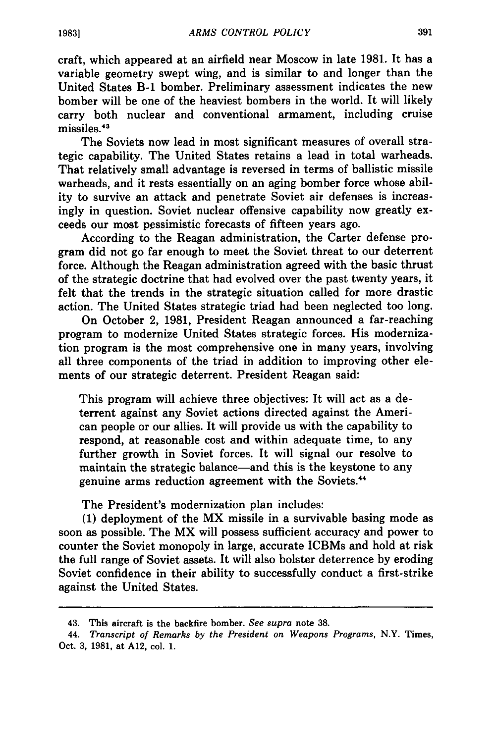craft, which appeared at an airfield near Moscow in late 1981. It has a variable geometry swept wing, and is similar to and longer than the United States B-1 bomber. Preliminary assessment indicates the new bomber will be one of the heaviest bombers in the world. It will likely carry both nuclear and conventional armament, including cruise missiles.[43]

The Soviets now lead in most significant measures of overall strategic capability. The United States retains a lead in total warheads. That relatively small advantage is reversed in terms of ballistic missile warheads, and it rests essentially on an aging bomber force whose ability to survive an attack and penetrate Soviet air defenses is increasingly in question. Soviet nuclear offensive capability now greatly exceeds our most pessimistic forecasts of fifteen years ago.

According to the Reagan administration, the Carter defense program did not go far enough to meet the Soviet threat to our deterrent force. Although the Reagan administration agreed with the basic thrust of the strategic doctrine that had evolved over the past twenty years, it felt that the trends in the strategic situation called for more drastic action. The United States strategic triad had been neglected too long.

On October 2, 1981, President Reagan announced a far-reaching program to modernize United States strategic forces. His modernization program is the most comprehensive one in many years, involving all three components of the triad in addition to improving other elements of our strategic deterrent. President Reagan said:

> This program will achieve three objectives: It will act as a deterrent against any Soviet actions directed against the American people or our allies. It will provide us with the capability to respond, at reasonable cost and within adequate time, to any further growth in Soviet forces. It will signal our resolve to maintain the strategic balance—and this is the keystone to any genuine arms reduction agreement with the Soviets.[44]

The President's modernization plan includes:

(1) deployment of the MX missile in a survivable basing mode as soon as possible. The MX will possess sufficient accuracy and power to counter the Soviet monopoly in large, accurate ICBMs and hold at risk the full range of Soviet assets. It will also bolster deterrence by eroding Soviet confidence in their ability to successfully conduct a first-strike against the United States.

---

43. This aircraft is the backfire bomber. *See supra* note 38.

44. *Transcript of Remarks by the President on Weapons Programs*, N.Y. Times, Oct. 3, 1981, at A12, col. 1.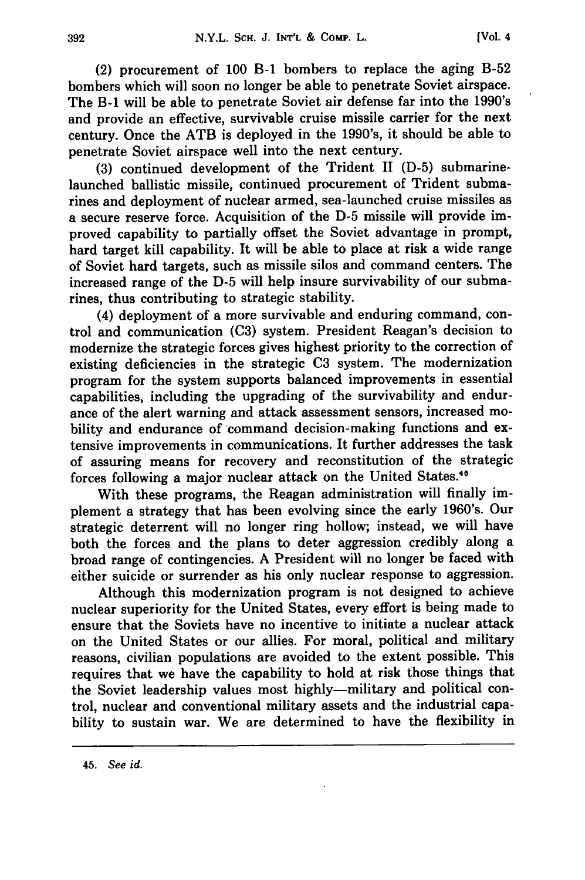(2) procurement of 100 B-1 bombers to replace the aging B-52 bombers which will soon no longer be able to penetrate Soviet airspace. The B-1 will be able to penetrate Soviet air defense far into the 1990's and provide an effective, survivable cruise missile carrier for the next century. Once the ATB is deployed in the 1990's, it should be able to penetrate Soviet airspace well into the next century.

(3) continued development of the Trident II (D-5) submarine-launched ballistic missile, continued procurement of Trident submarines and deployment of nuclear armed, sea-launched cruise missiles as a secure reserve force. Acquisition of the D-5 missile will provide improved capability to partially offset the Soviet advantage in prompt, hard target kill capability. It will be able to place at risk a wide range of Soviet hard targets, such as missile silos and command centers. The increased range of the D-5 will help insure survivability of our submarines, thus contributing to strategic stability.

(4) deployment of a more survivable and enduring command, control and communication (C3) system. President Reagan's decision to modernize the strategic forces gives highest priority to the correction of existing deficiencies in the strategic C3 system. The modernization program for the system supports balanced improvements in essential capabilities, including the upgrading of the survivability and endurance of the alert warning and attack assessment sensors, increased mobility and endurance of command decision-making functions and extensive improvements in communications. It further addresses the task of assuring means for recovery and reconstitution of the strategic forces following a major nuclear attack on the United States.[45]

With these programs, the Reagan administration will finally implement a strategy that has been evolving since the early 1960's. Our strategic deterrent will no longer ring hollow; instead, we will have both the forces and the plans to deter aggression credibly along a broad range of contingencies. A President will no longer be faced with either suicide or surrender as his only nuclear response to aggression.

Although this modernization program is not designed to achieve nuclear superiority for the United States, every effort is being made to ensure that the Soviets have no incentive to initiate a nuclear attack on the United States or our allies. For moral, political and military reasons, civilian populations are avoided to the extent possible. This requires that we have the capability to hold at risk those things that the Soviet leadership values most highly—military and political control, nuclear and conventional military assets and the industrial capability to sustain war. We are determined to have the flexibility in

---

45. *See id.*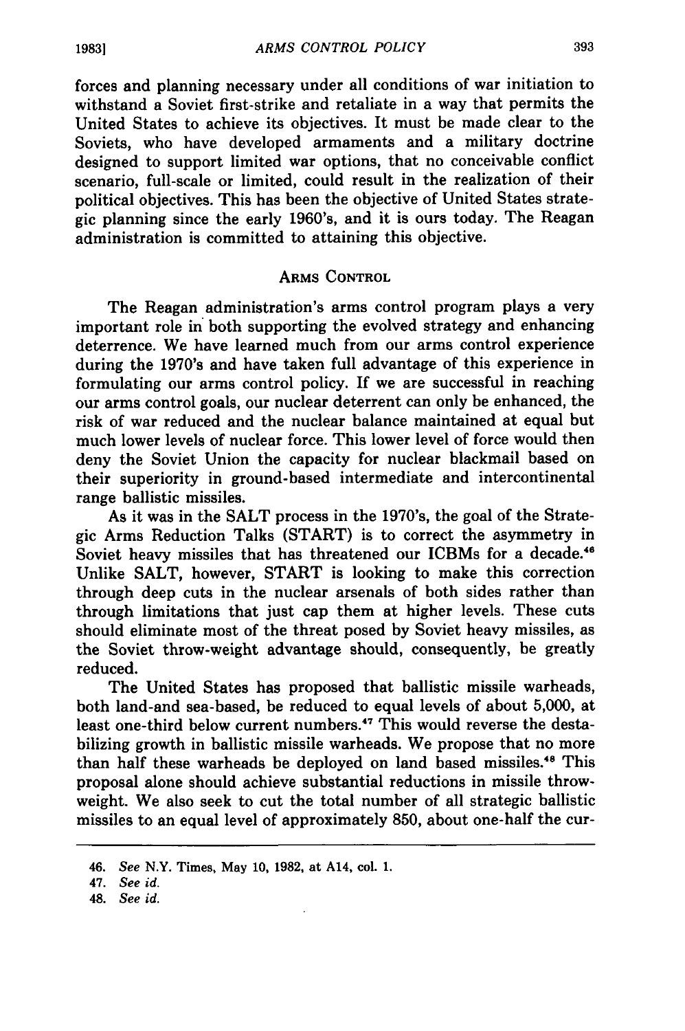forces and planning necessary under all conditions of war initiation to withstand a Soviet first-strike and retaliate in a way that permits the United States to achieve its objectives. It must be made clear to the Soviets, who have developed armaments and a military doctrine designed to support limited war options, that no conceivable conflict scenario, full-scale or limited, could result in the realization of their political objectives. This has been the objective of United States strategic planning since the early 1960's, and it is ours today. The Reagan administration is committed to attaining this objective.

## ARMS CONTROL

The Reagan administration's arms control program plays a very important role in both supporting the evolved strategy and enhancing deterrence. We have learned much from our arms control experience during the 1970's and have taken full advantage of this experience in formulating our arms control policy. If we are successful in reaching our arms control goals, our nuclear deterrent can only be enhanced, the risk of war reduced and the nuclear balance maintained at equal but much lower levels of nuclear force. This lower level of force would then deny the Soviet Union the capacity for nuclear blackmail based on their superiority in ground-based intermediate and intercontinental range ballistic missiles.

As it was in the SALT process in the 1970's, the goal of the Strategic Arms Reduction Talks (START) is to correct the asymmetry in Soviet heavy missiles that has threatened our ICBMs for a decade.[46] Unlike SALT, however, START is looking to make this correction through deep cuts in the nuclear arsenals of both sides rather than through limitations that just cap them at higher levels. These cuts should eliminate most of the threat posed by Soviet heavy missiles, as the Soviet throw-weight advantage should, consequently, be greatly reduced.

The United States has proposed that ballistic missile warheads, both land-and sea-based, be reduced to equal levels of about 5,000, at least one-third below current numbers.[47] This would reverse the destabilizing growth in ballistic missile warheads. We propose that no more than half these warheads be deployed on land based missiles.[48] This proposal alone should achieve substantial reductions in missile throw-weight. We also seek to cut the total number of all strategic ballistic missiles to an equal level of approximately 850, about one-half the cur-

---

46. *See* N.Y. Times, May 10, 1982, at A14, col. 1.

47. *See id.*

48. *See id.*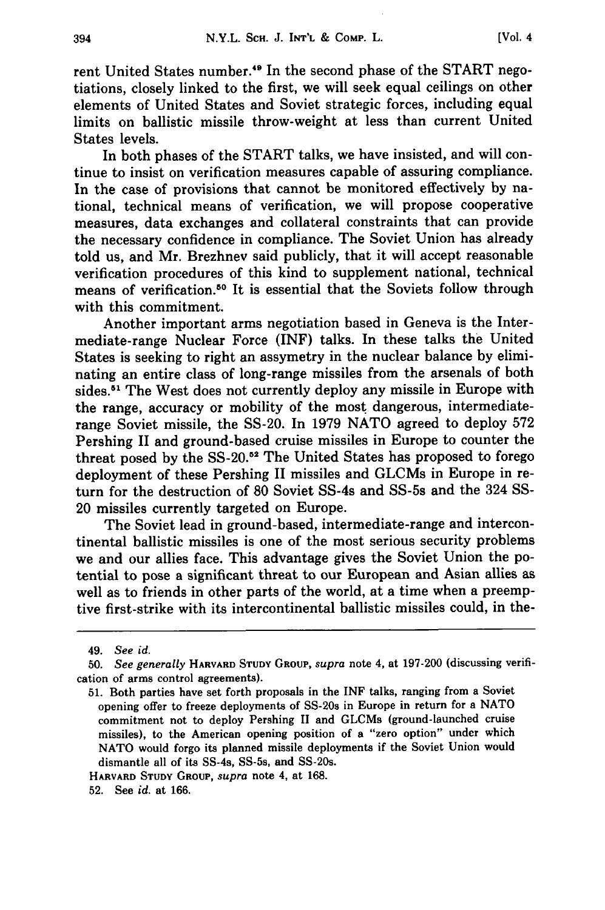rent United States number.[49] In the second phase of the START negotiations, closely linked to the first, we will seek equal ceilings on other elements of United States and Soviet strategic forces, including equal limits on ballistic missile throw-weight at less than current United States levels.

In both phases of the START talks, we have insisted, and will continue to insist on verification measures capable of assuring compliance. In the case of provisions that cannot be monitored effectively by national, technical means of verification, we will propose cooperative measures, data exchanges and collateral constraints that can provide the necessary confidence in compliance. The Soviet Union has already told us, and Mr. Brezhnev said publicly, that it will accept reasonable verification procedures of this kind to supplement national, technical means of verification.[50] It is essential that the Soviets follow through with this commitment.

Another important arms negotiation based in Geneva is the Intermediate-range Nuclear Force (INF) talks. In these talks the United States is seeking to right an assymetry in the nuclear balance by eliminating an entire class of long-range missiles from the arsenals of both sides.[51] The West does not currently deploy any missile in Europe with the range, accuracy or mobility of the most dangerous, intermediate-range Soviet missile, the SS-20. In 1979 NATO agreed to deploy 572 Pershing II and ground-based cruise missiles in Europe to counter the threat posed by the SS-20.[52] The United States has proposed to forego deployment of these Pershing II missiles and GLCMs in Europe in return for the destruction of 80 Soviet SS-4s and SS-5s and the 324 SS-20 missiles currently targeted on Europe.

The Soviet lead in ground-based, intermediate-range and intercontinental ballistic missiles is one of the most serious security problems we and our allies face. This advantage gives the Soviet Union the potential to pose a significant threat to our European and Asian allies as well as to friends in other parts of the world, at a time when a preemptive first-strike with its intercontinental ballistic missiles could, in the-

---

49. *See id.*

50. *See generally* HARVARD STUDY GROUP, *supra* note 4, at 197-200 (discussing verification of arms control agreements).

51. Both parties have set forth proposals in the INF talks, ranging from a Soviet opening offer to freeze deployments of SS-20s in Europe in return for a NATO commitment not to deploy Pershing II and GLCMs (ground-launched cruise missiles), to the American opening position of a "zero option" under which NATO would forgo its planned missile deployments if the Soviet Union would dismantle all of its SS-4s, SS-5s, and SS-20s.

HARVARD STUDY GROUP, *supra* note 4, at 168.

52. See *id.* at 166.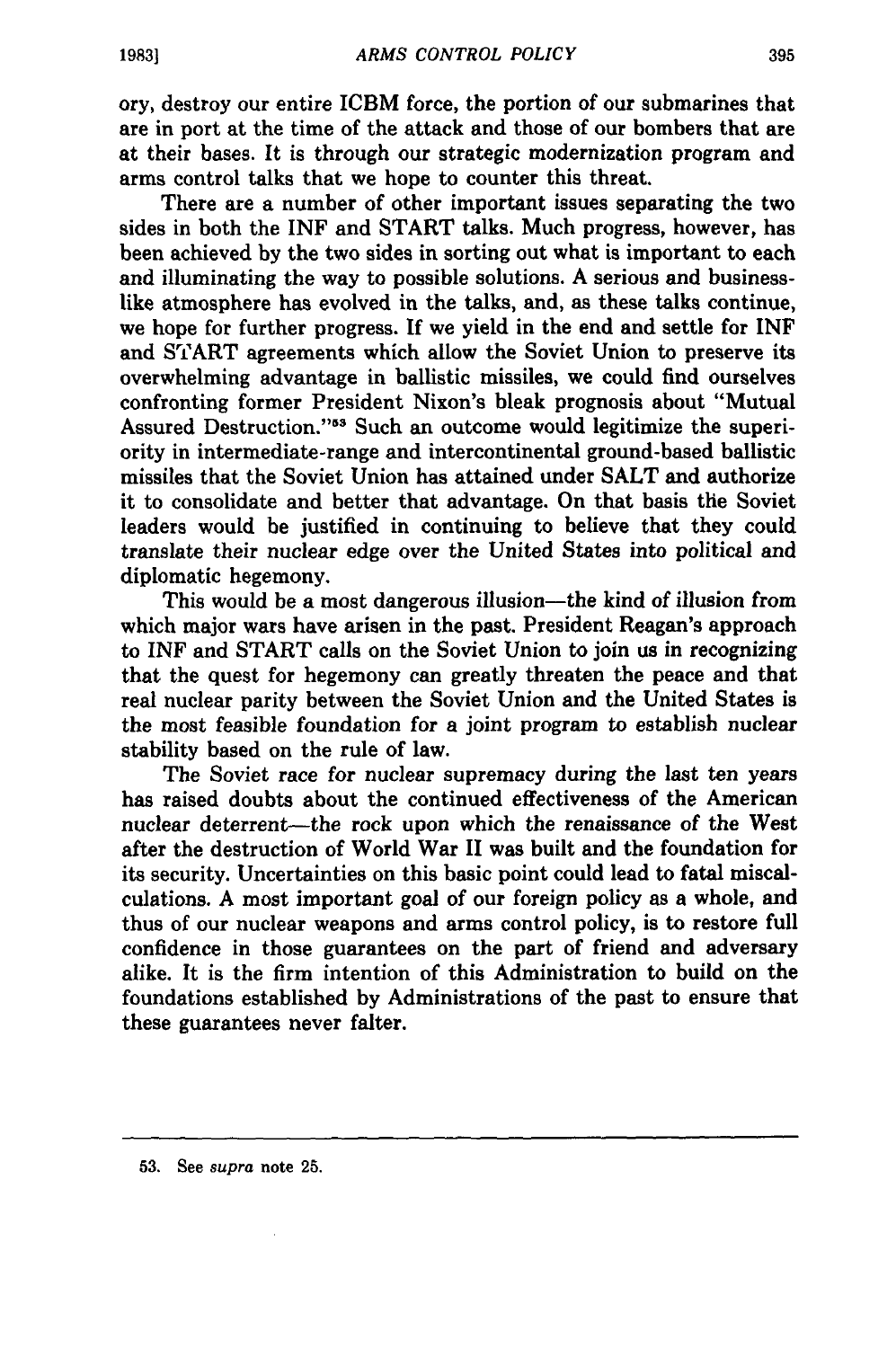ory, destroy our entire ICBM force, the portion of our submarines that are in port at the time of the attack and those of our bombers that are at their bases. It is through our strategic modernization program and arms control talks that we hope to counter this threat.

There are a number of other important issues separating the two sides in both the INF and START talks. Much progress, however, has been achieved by the two sides in sorting out what is important to each and illuminating the way to possible solutions. A serious and business-like atmosphere has evolved in the talks, and, as these talks continue, we hope for further progress. If we yield in the end and settle for INF and START agreements which allow the Soviet Union to preserve its overwhelming advantage in ballistic missiles, we could find ourselves confronting former President Nixon's bleak prognosis about "Mutual Assured Destruction."[53] Such an outcome would legitimize the superiority in intermediate-range and intercontinental ground-based ballistic missiles that the Soviet Union has attained under SALT and authorize it to consolidate and better that advantage. On that basis the Soviet leaders would be justified in continuing to believe that they could translate their nuclear edge over the United States into political and diplomatic hegemony.

This would be a most dangerous illusion—the kind of illusion from which major wars have arisen in the past. President Reagan's approach to INF and START calls on the Soviet Union to join us in recognizing that the quest for hegemony can greatly threaten the peace and that real nuclear parity between the Soviet Union and the United States is the most feasible foundation for a joint program to establish nuclear stability based on the rule of law.

The Soviet race for nuclear supremacy during the last ten years has raised doubts about the continued effectiveness of the American nuclear deterrent—the rock upon which the renaissance of the West after the destruction of World War II was built and the foundation for its security. Uncertainties on this basic point could lead to fatal miscalculations. A most important goal of our foreign policy as a whole, and thus of our nuclear weapons and arms control policy, is to restore full confidence in those guarantees on the part of friend and adversary alike. It is the firm intention of this Administration to build on the foundations established by Administrations of the past to ensure that these guarantees never falter.

---

53. See *supra* note 25.